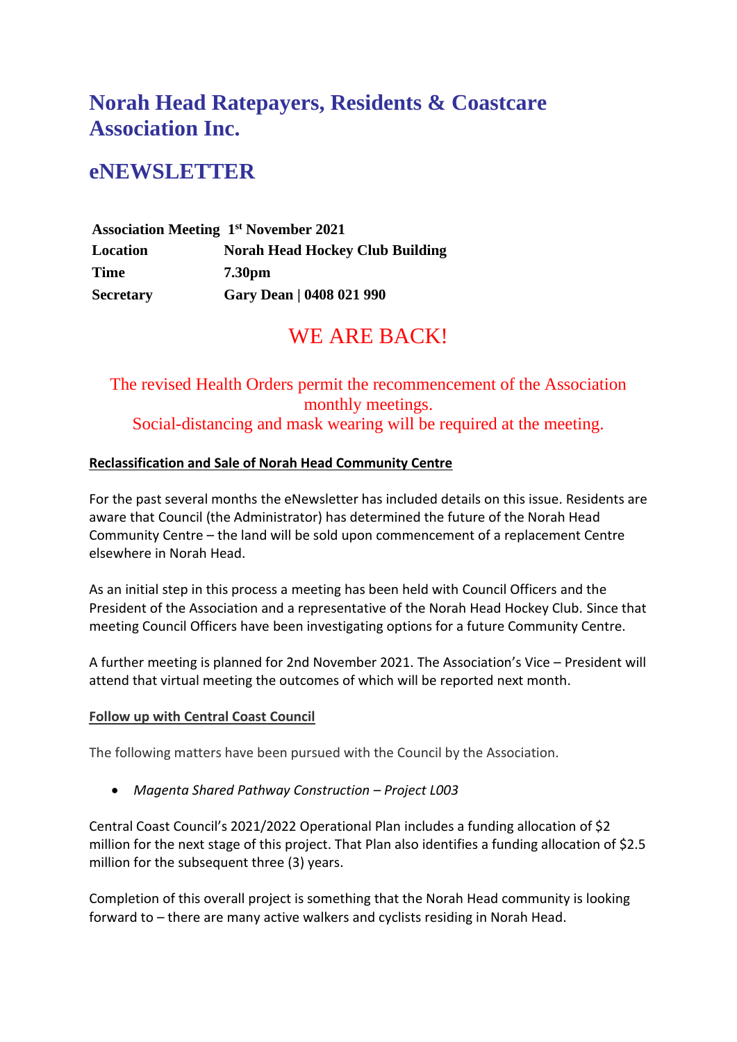# Norah Head Ratepayers, Residents & Coastcare Association Inc.

# eNEWSLETTER

| | |
|---|---|
| **Association Meeting** | **1st November 2021** |
| **Location** | **Norah Head Hockey Club Building** |
| **Time** | **7.30pm** |
| **Secretary** | **Gary Dean \| 0408 021 990** |

## WE ARE BACK!

The revised Health Orders permit the recommencement of the Association monthly meetings.
Social-distancing and mask wearing will be required at the meeting.

**Reclassification and Sale of Norah Head Community Centre**

For the past several months the eNewsletter has included details on this issue. Residents are aware that Council (the Administrator) has determined the future of the Norah Head Community Centre – the land will be sold upon commencement of a replacement Centre elsewhere in Norah Head.

As an initial step in this process a meeting has been held with Council Officers and the President of the Association and a representative of the Norah Head Hockey Club. Since that meeting Council Officers have been investigating options for a future Community Centre.

A further meeting is planned for 2nd November 2021. The Association's Vice – President will attend that virtual meeting the outcomes of which will be reported next month.

**Follow up with Central Coast Council**

The following matters have been pursued with the Council by the Association.

- *Magenta Shared Pathway Construction – Project L003*

Central Coast Council's 2021/2022 Operational Plan includes a funding allocation of $2 million for the next stage of this project. That Plan also identifies a funding allocation of $2.5 million for the subsequent three (3) years.

Completion of this overall project is something that the Norah Head community is looking forward to – there are many active walkers and cyclists residing in Norah Head.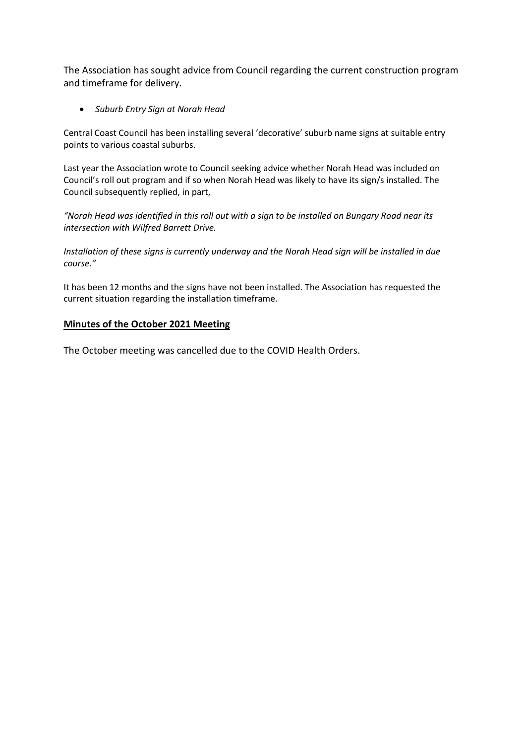The Association has sought advice from Council regarding the current construction program and timeframe for delivery.

- *Suburb Entry Sign at Norah Head*

Central Coast Council has been installing several 'decorative' suburb name signs at suitable entry points to various coastal suburbs.

Last year the Association wrote to Council seeking advice whether Norah Head was included on Council's roll out program and if so when Norah Head was likely to have its sign/s installed. The Council subsequently replied, in part,

*"Norah Head was identified in this roll out with a sign to be installed on Bungary Road near its intersection with Wilfred Barrett Drive.*

*Installation of these signs is currently underway and the Norah Head sign will be installed in due course."*

It has been 12 months and the signs have not been installed. The Association has requested the current situation regarding the installation timeframe.

## **Minutes of the October 2021 Meeting**

The October meeting was cancelled due to the COVID Health Orders.